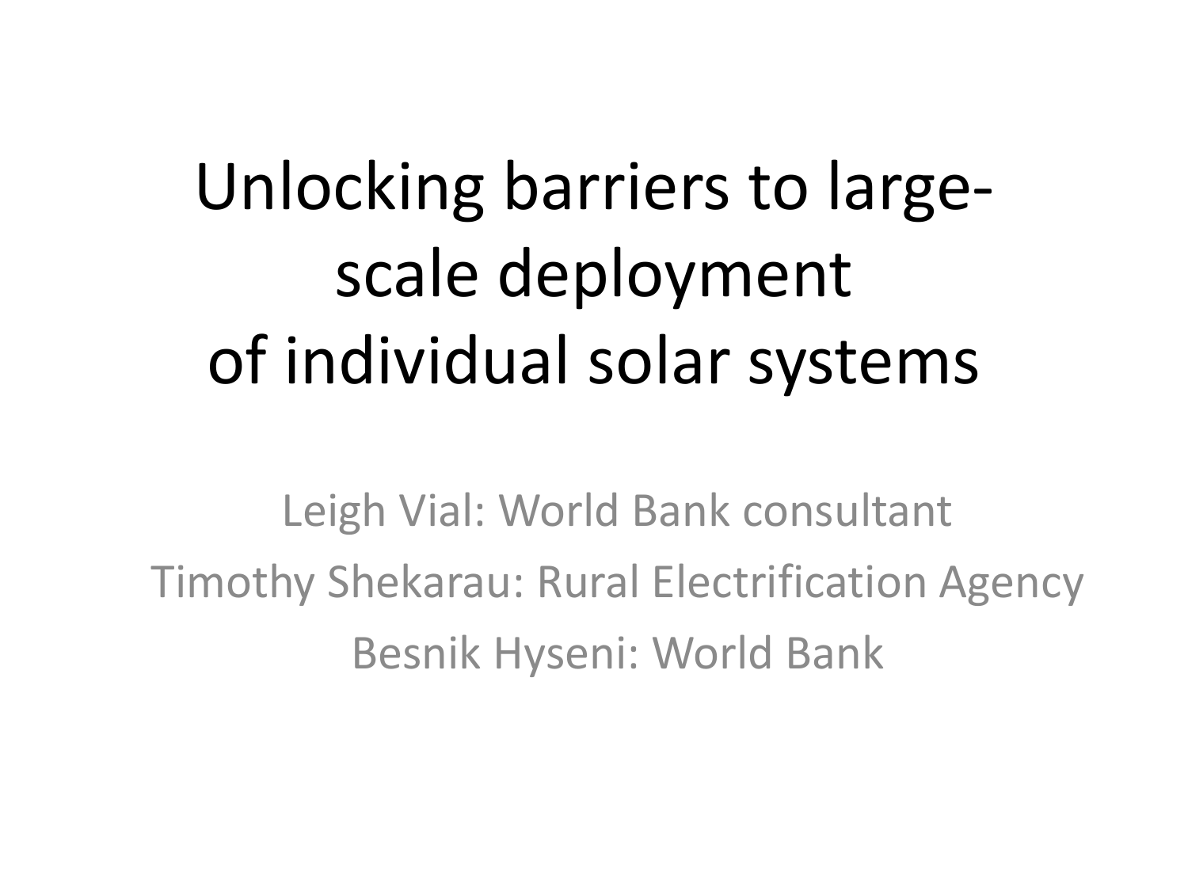# Unlocking barriers to large-scale deployment of individual solar systems

Leigh Vial: World Bank consultant

Timothy Shekarau: Rural Electrification Agency

Besnik Hyseni: World Bank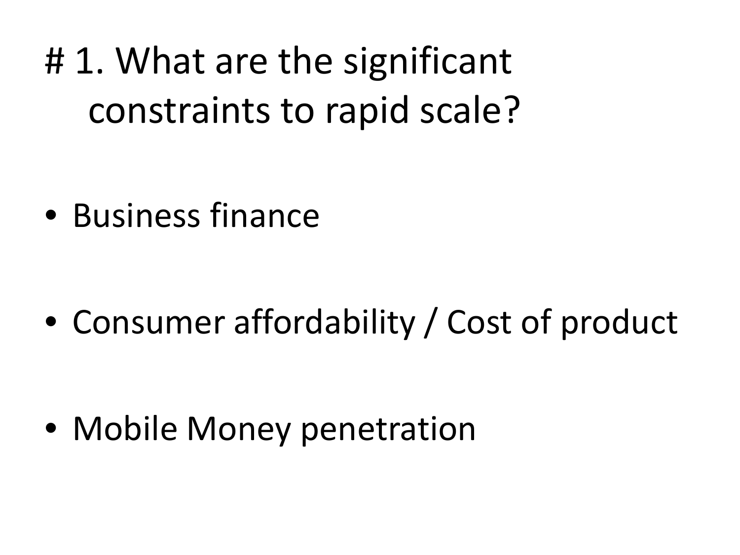# # 1. What are the significant constraints to rapid scale?

- Business finance
- Consumer affordability / Cost of product
- Mobile Money penetration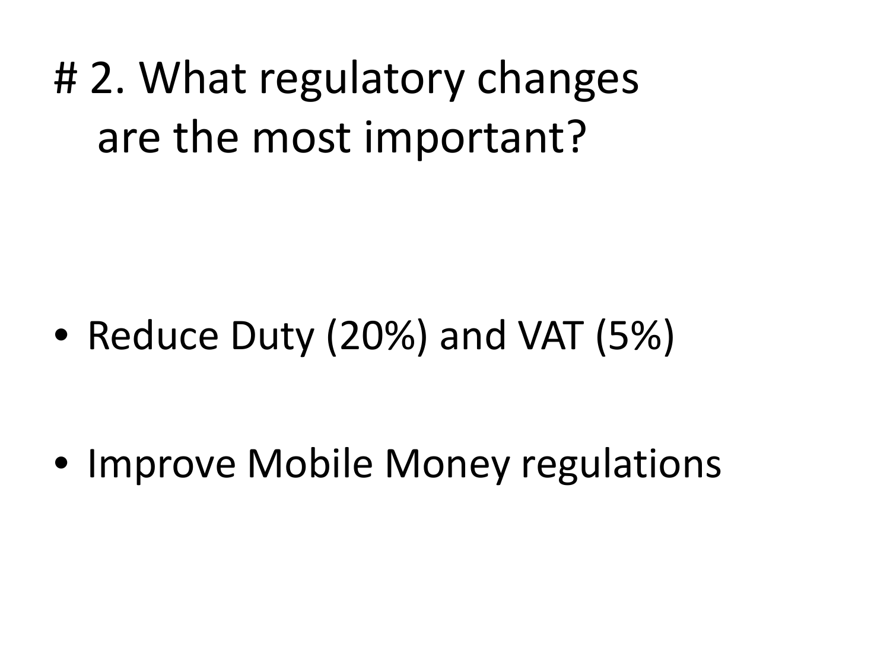# 2. What regulatory changes are the most important?

- Reduce Duty (20%) and VAT (5%)
- Improve Mobile Money regulations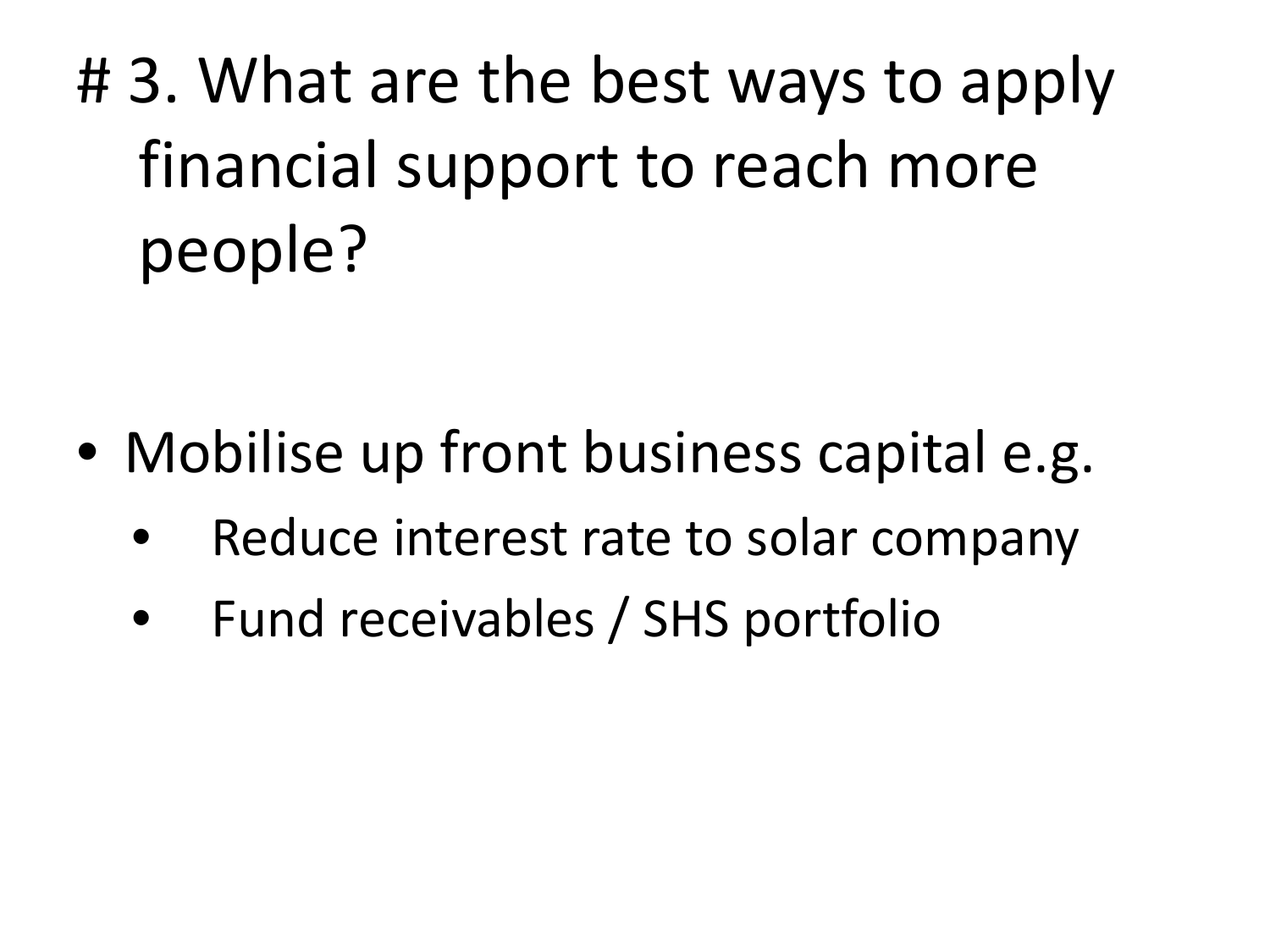# 3. What are the best ways to apply financial support to reach more people?

- Mobilise up front business capital e.g.
  - Reduce interest rate to solar company
  - Fund receivables / SHS portfolio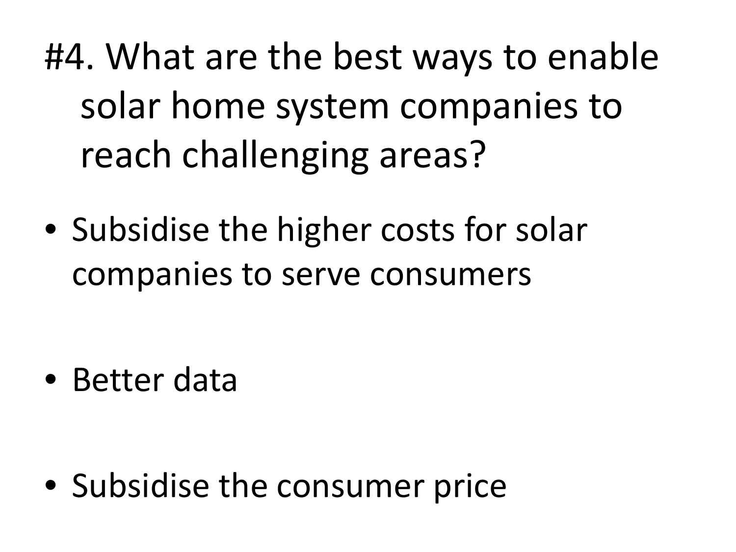# #4. What are the best ways to enable solar home system companies to reach challenging areas?

- Subsidise the higher costs for solar companies to serve consumers
- Better data
- Subsidise the consumer price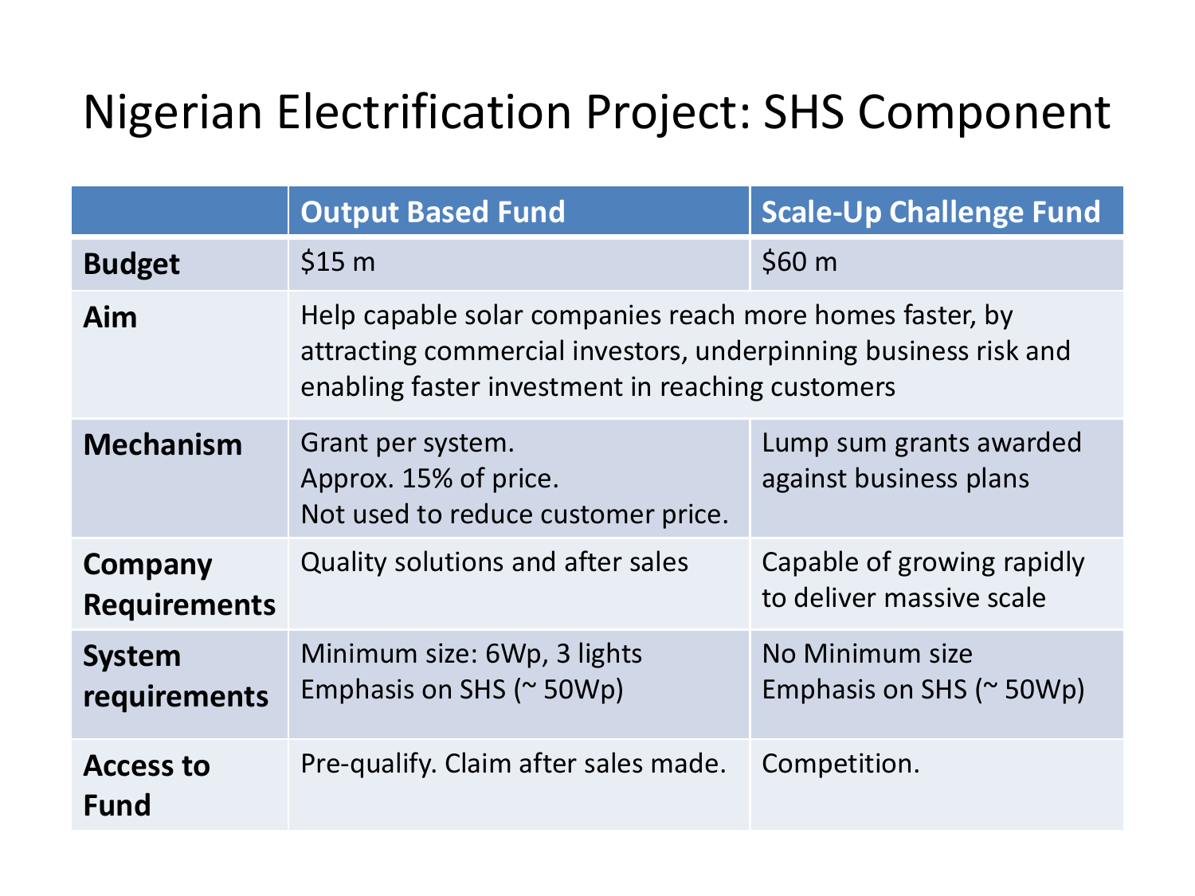# Nigerian Electrification Project: SHS Component

| | Output Based Fund | Scale-Up Challenge Fund |
|---|---|---|
| **Budget** | $15 m | $60 m |
| **Aim** | Help capable solar companies reach more homes faster, by attracting commercial investors, underpinning business risk and enabling faster investment in reaching customers | |
| **Mechanism** | Grant per system.<br>Approx. 15% of price.<br>Not used to reduce customer price. | Lump sum grants awarded against business plans |
| **Company Requirements** | Quality solutions and after sales | Capable of growing rapidly to deliver massive scale |
| **System requirements** | Minimum size: 6Wp, 3 lights<br>Emphasis on SHS (~ 50Wp) | No Minimum size<br>Emphasis on SHS (~ 50Wp) |
| **Access to Fund** | Pre-qualify. Claim after sales made. | Competition. |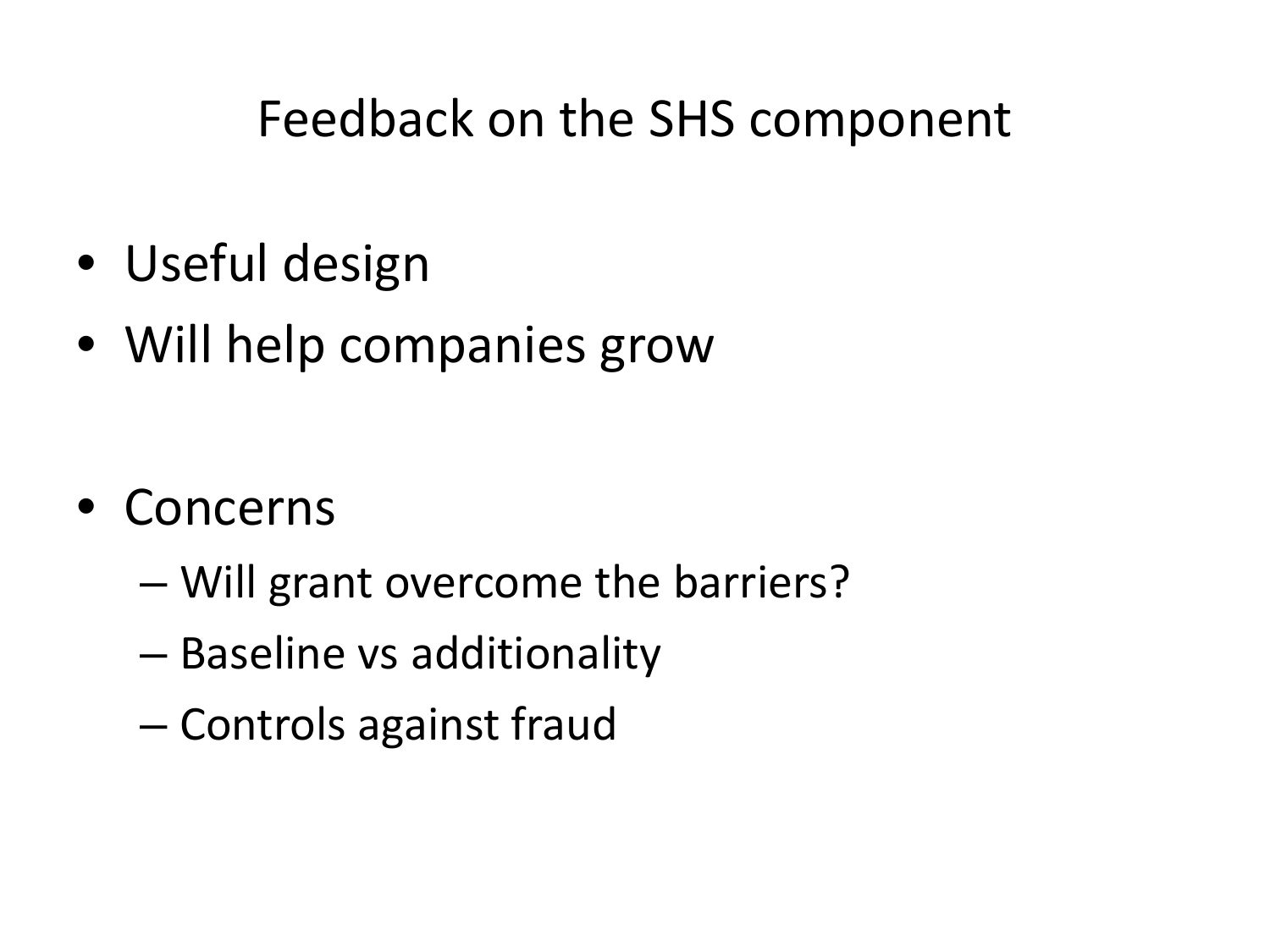# Feedback on the SHS component

- Useful design
- Will help companies grow

- Concerns
  - Will grant overcome the barriers?
  - Baseline vs additionality
  - Controls against fraud